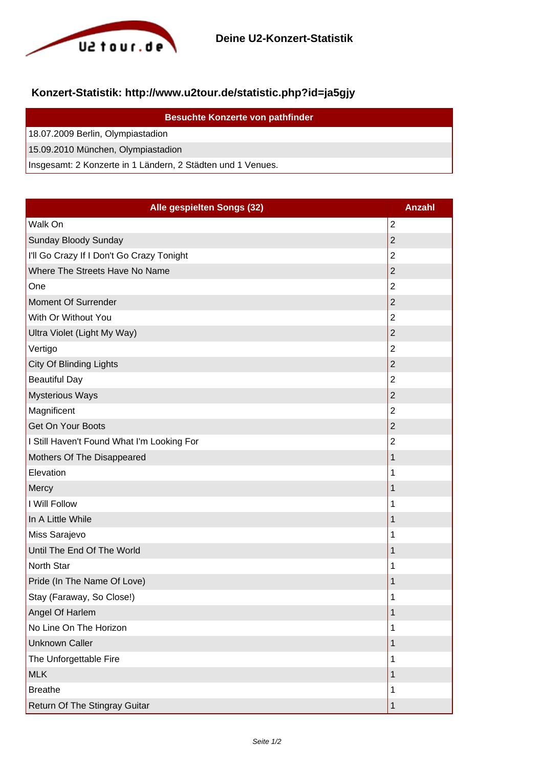Deine U2-Konzert-Statistik

## Konzert-Statistik: http://www.u2tour.de/statistic.php?id=ja5gjy

| Besuchte Konzerte von pathfinder |
| --- |
| 18.07.2009 Berlin, Olympiastadion |
| 15.09.2010 München, Olympiastadion |
| Insgesamt: 2 Konzerte in 1 Ländern, 2 Städten und 1 Venues. |

| Alle gespielten Songs (32) | Anzahl |
| --- | --- |
| Walk On | 2 |
| Sunday Bloody Sunday | 2 |
| I'll Go Crazy If I Don't Go Crazy Tonight | 2 |
| Where The Streets Have No Name | 2 |
| One | 2 |
| Moment Of Surrender | 2 |
| With Or Without You | 2 |
| Ultra Violet (Light My Way) | 2 |
| Vertigo | 2 |
| City Of Blinding Lights | 2 |
| Beautiful Day | 2 |
| Mysterious Ways | 2 |
| Magnificent | 2 |
| Get On Your Boots | 2 |
| I Still Haven't Found What I'm Looking For | 2 |
| Mothers Of The Disappeared | 1 |
| Elevation | 1 |
| Mercy | 1 |
| I Will Follow | 1 |
| In A Little While | 1 |
| Miss Sarajevo | 1 |
| Until The End Of The World | 1 |
| North Star | 1 |
| Pride (In The Name Of Love) | 1 |
| Stay (Faraway, So Close!) | 1 |
| Angel Of Harlem | 1 |
| No Line On The Horizon | 1 |
| Unknown Caller | 1 |
| The Unforgettable Fire | 1 |
| MLK | 1 |
| Breathe | 1 |
| Return Of The Stingray Guitar | 1 |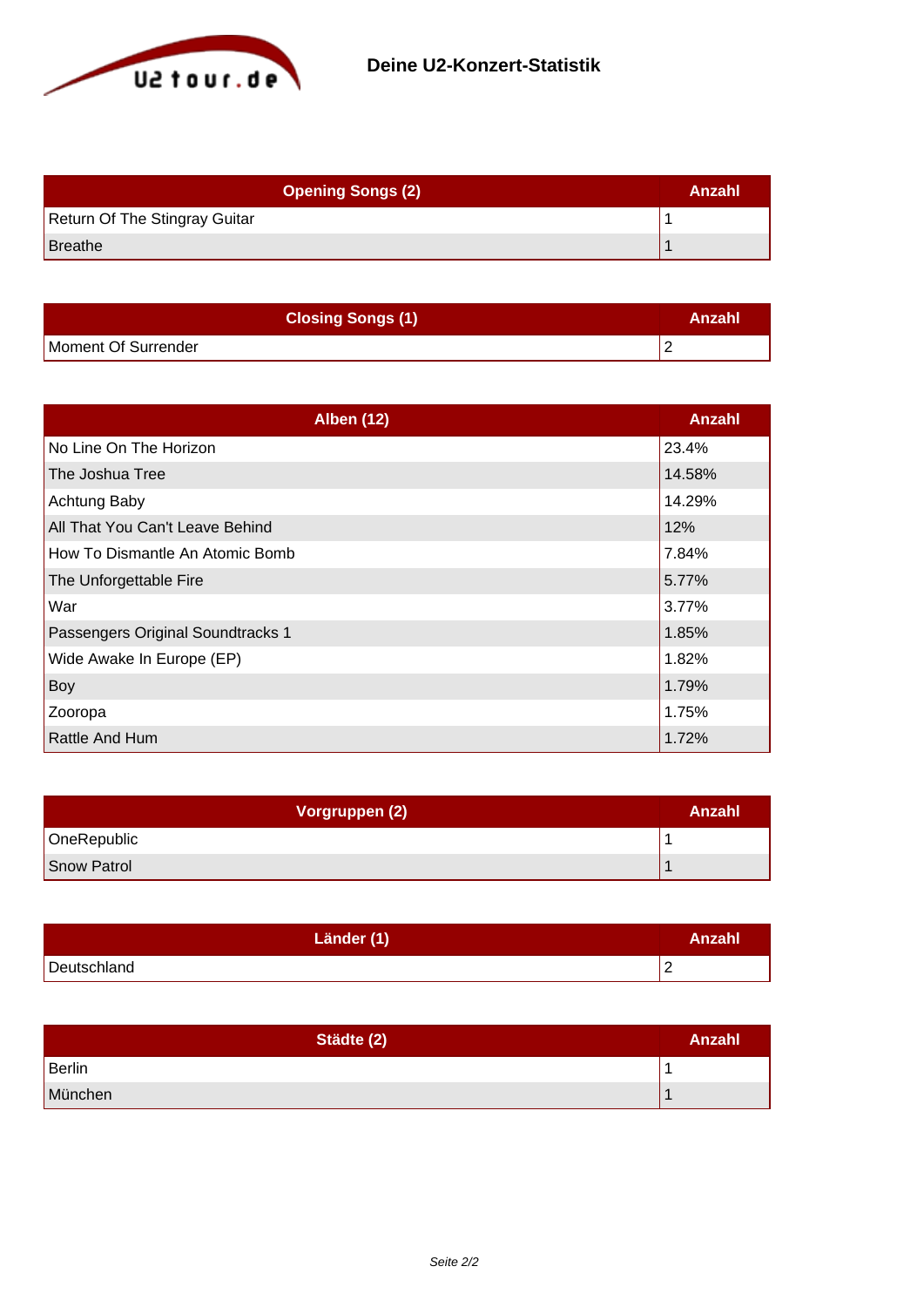# Deine U2-Konzert-Statistik

| Opening Songs (2) | Anzahl |
|---|---|
| Return Of The Stingray Guitar | 1 |
| Breathe | 1 |

| Closing Songs (1) | Anzahl |
|---|---|
| Moment Of Surrender | 2 |

| Alben (12) | Anzahl |
|---|---|
| No Line On The Horizon | 23.4% |
| The Joshua Tree | 14.58% |
| Achtung Baby | 14.29% |
| All That You Can't Leave Behind | 12% |
| How To Dismantle An Atomic Bomb | 7.84% |
| The Unforgettable Fire | 5.77% |
| War | 3.77% |
| Passengers Original Soundtracks 1 | 1.85% |
| Wide Awake In Europe (EP) | 1.82% |
| Boy | 1.79% |
| Zooropa | 1.75% |
| Rattle And Hum | 1.72% |

| Vorgruppen (2) | Anzahl |
|---|---|
| OneRepublic | 1 |
| Snow Patrol | 1 |

| Länder (1) | Anzahl |
|---|---|
| Deutschland | 2 |

| Städte (2) | Anzahl |
|---|---|
| Berlin | 1 |
| München | 1 |